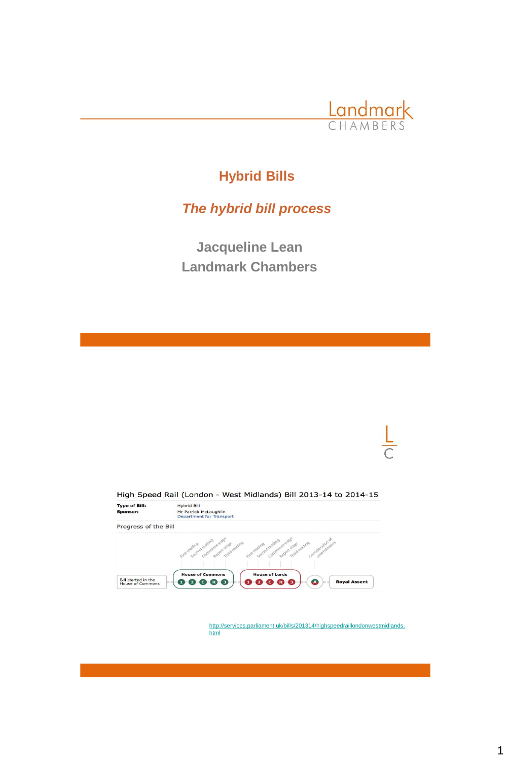Landmark CHAMBERS

# Hybrid Bills

## *The hybrid bill process*

**Jacqueline Lean**
**Landmark Chambers**

---

High Speed Rail (London - West Midlands) Bill 2013-14 to 2014-15

**Type of Bill:** Hybrid Bill
**Sponsor:** Mr Patrick McLoughlin, Department for Transport

Progress of the Bill

Bill started in the House of Commons → House of Commons (First reading, Second reading, Committee stage, Report stage, Third reading) → House of Lords (First reading, Second reading, Committee stage, Report stage, Third reading) → Consideration of amendments → Royal Assent

http://services.parliament.uk/bills/201314/highspeedraillondonwestmidlands.html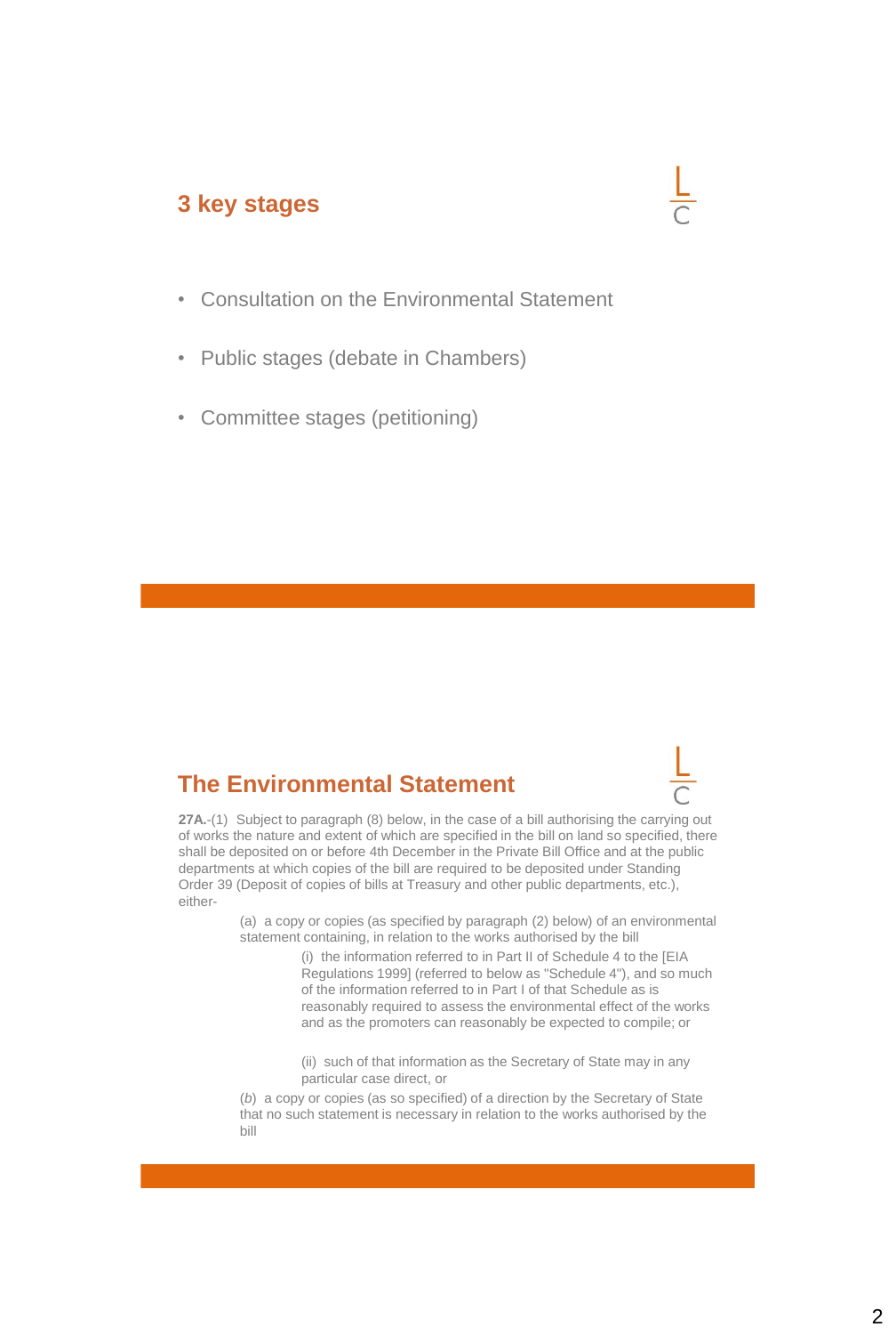## 3 key stages

- Consultation on the Environmental Statement
- Public stages (debate in Chambers)
- Committee stages (petitioning)

## The Environmental Statement

**27A.**-(1) Subject to paragraph (8) below, in the case of a bill authorising the carrying out of works the nature and extent of which are specified in the bill on land so specified, there shall be deposited on or before 4th December in the Private Bill Office and at the public departments at which copies of the bill are required to be deposited under Standing Order 39 (Deposit of copies of bills at Treasury and other public departments, etc.), either-

> (a) a copy or copies (as specified by paragraph (2) below) of an environmental statement containing, in relation to the works authorised by the bill
>
> > (i) the information referred to in Part II of Schedule 4 to the [EIA Regulations 1999] (referred to below as "Schedule 4"), and so much of the information referred to in Part I of that Schedule as is reasonably required to assess the environmental effect of the works and as the promoters can reasonably be expected to compile; or
> >
> > (ii) such of that information as the Secretary of State may in any particular case direct, or
>
> (*b*) a copy or copies (as so specified) of a direction by the Secretary of State that no such statement is necessary in relation to the works authorised by the bill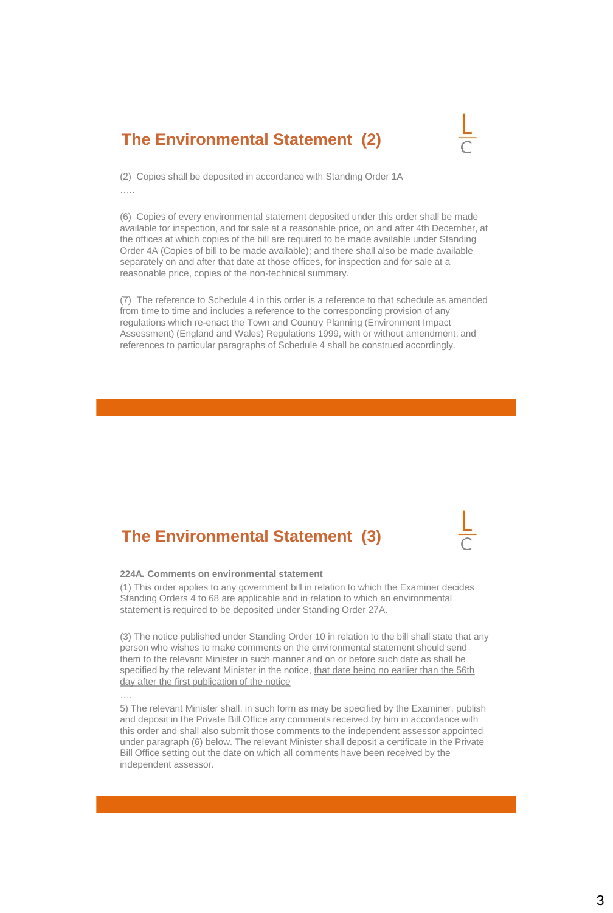## The Environmental Statement (2)

(2) Copies shall be deposited in accordance with Standing Order 1A

…..

(6) Copies of every environmental statement deposited under this order shall be made available for inspection, and for sale at a reasonable price, on and after 4th December, at the offices at which copies of the bill are required to be made available under Standing Order 4A (Copies of bill to be made available); and there shall also be made available separately on and after that date at those offices, for inspection and for sale at a reasonable price, copies of the non-technical summary.

(7) The reference to Schedule 4 in this order is a reference to that schedule as amended from time to time and includes a reference to the corresponding provision of any regulations which re-enact the Town and Country Planning (Environment Impact Assessment) (England and Wales) Regulations 1999, with or without amendment; and references to particular paragraphs of Schedule 4 shall be construed accordingly.

## The Environmental Statement (3)

**224A. Comments on environmental statement**

(1) This order applies to any government bill in relation to which the Examiner decides Standing Orders 4 to 68 are applicable and in relation to which an environmental statement is required to be deposited under Standing Order 27A.

(3) The notice published under Standing Order 10 in relation to the bill shall state that any person who wishes to make comments on the environmental statement should send them to the relevant Minister in such manner and on or before such date as shall be specified by the relevant Minister in the notice, <u>that date being no earlier than the 56th day after the first publication of the notice</u>

….

5) The relevant Minister shall, in such form as may be specified by the Examiner, publish and deposit in the Private Bill Office any comments received by him in accordance with this order and shall also submit those comments to the independent assessor appointed under paragraph (6) below. The relevant Minister shall deposit a certificate in the Private Bill Office setting out the date on which all comments have been received by the independent assessor.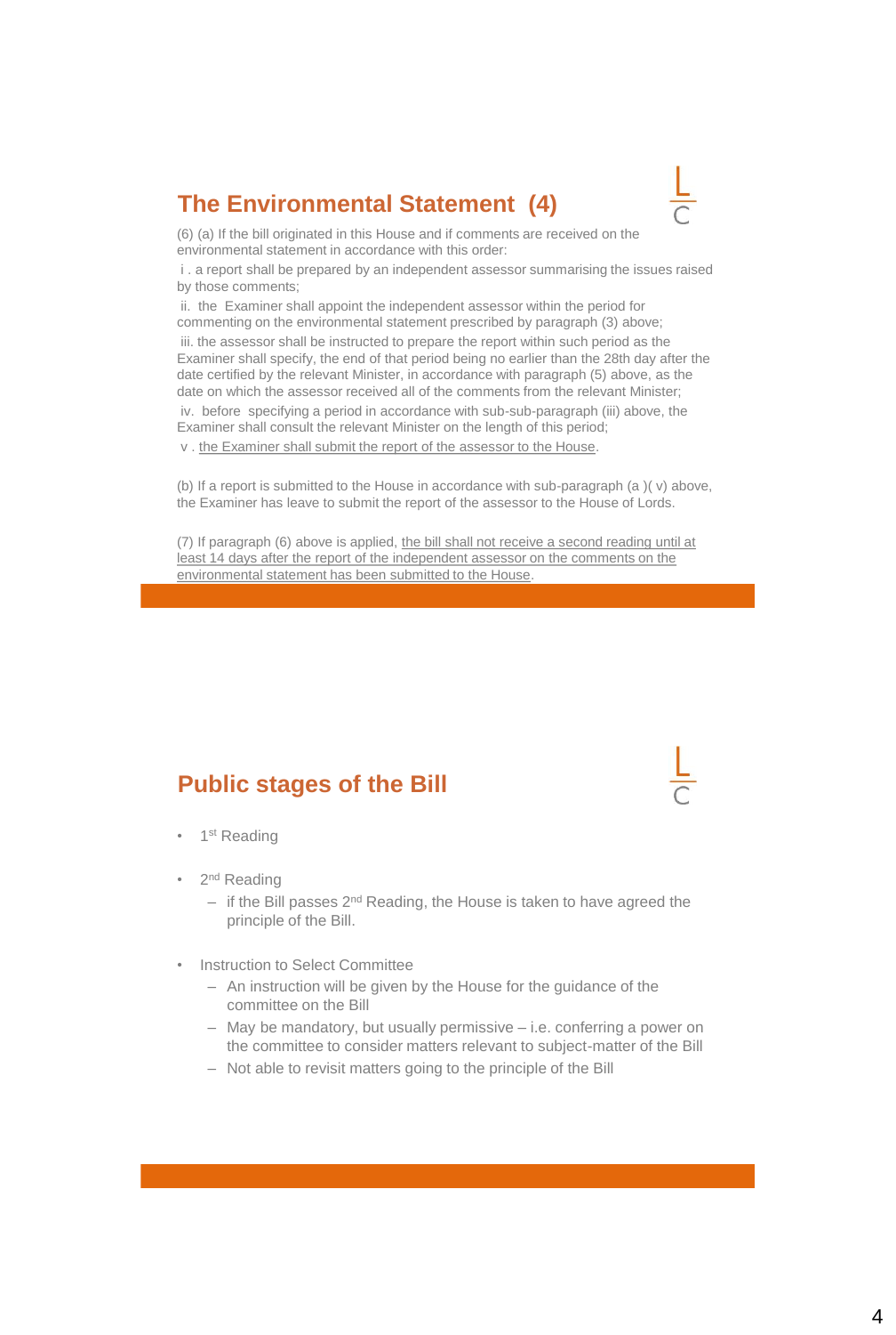## The Environmental Statement (4)

(6) (a) If the bill originated in this House and if comments are received on the environmental statement in accordance with this order:

i . a report shall be prepared by an independent assessor summarising the issues raised by those comments;

ii. the Examiner shall appoint the independent assessor within the period for commenting on the environmental statement prescribed by paragraph (3) above;

iii. the assessor shall be instructed to prepare the report within such period as the Examiner shall specify, the end of that period being no earlier than the 28th day after the date certified by the relevant Minister, in accordance with paragraph (5) above, as the date on which the assessor received all of the comments from the relevant Minister;

iv. before specifying a period in accordance with sub-sub-paragraph (iii) above, the Examiner shall consult the relevant Minister on the length of this period;

v . <u>the Examiner shall submit the report of the assessor to the House</u>.

(b) If a report is submitted to the House in accordance with sub-paragraph (a )( v) above, the Examiner has leave to submit the report of the assessor to the House of Lords.

(7) If paragraph (6) above is applied, <u>the bill shall not receive a second reading until at least 14 days after the report of the independent assessor on the comments on the environmental statement has been submitted to the House</u>.

## Public stages of the Bill

- 1st Reading
- 2nd Reading
  - if the Bill passes 2nd Reading, the House is taken to have agreed the principle of the Bill.
- Instruction to Select Committee
  - An instruction will be given by the House for the guidance of the committee on the Bill
  - May be mandatory, but usually permissive – i.e. conferring a power on the committee to consider matters relevant to subject-matter of the Bill
  - Not able to revisit matters going to the principle of the Bill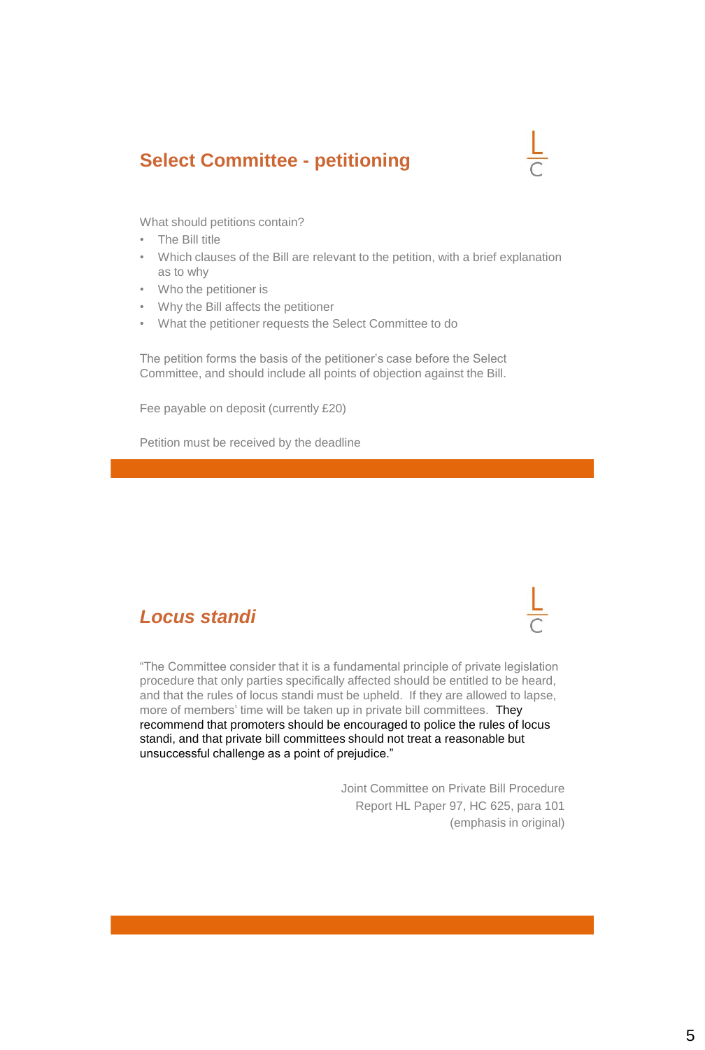## Select Committee - petitioning

What should petitions contain?

- The Bill title
- Which clauses of the Bill are relevant to the petition, with a brief explanation as to why
- Who the petitioner is
- Why the Bill affects the petitioner
- What the petitioner requests the Select Committee to do

The petition forms the basis of the petitioner's case before the Select Committee, and should include all points of objection against the Bill.

Fee payable on deposit (currently £20)

Petition must be received by the deadline

## *Locus standi*

"The Committee consider that it is a fundamental principle of private legislation procedure that only parties specifically affected should be entitled to be heard, and that the rules of locus standi must be upheld. If they are allowed to lapse, more of members' time will be taken up in private bill committees. They recommend that promoters should be encouraged to police the rules of locus standi, and that private bill committees should not treat a reasonable but unsuccessful challenge as a point of prejudice."

Joint Committee on Private Bill Procedure
Report HL Paper 97, HC 625, para 101
(emphasis in original)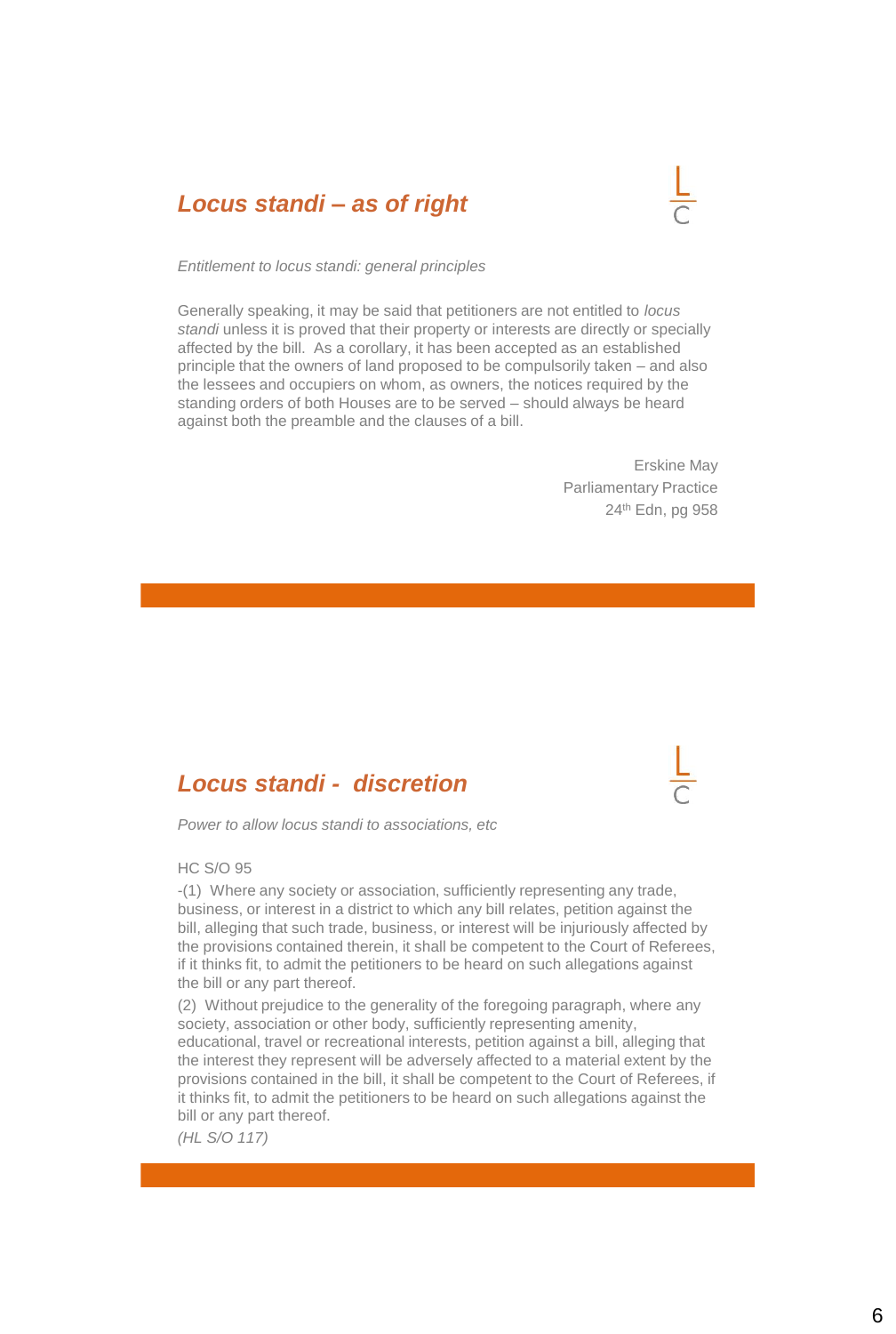## *Locus standi – as of right*

*Entitlement to locus standi: general principles*

Generally speaking, it may be said that petitioners are not entitled to *locus standi* unless it is proved that their property or interests are directly or specially affected by the bill. As a corollary, it has been accepted as an established principle that the owners of land proposed to be compulsorily taken – and also the lessees and occupiers on whom, as owners, the notices required by the standing orders of both Houses are to be served – should always be heard against both the preamble and the clauses of a bill.

Erskine May
Parliamentary Practice
24th Edn, pg 958

## *Locus standi - discretion*

*Power to allow locus standi to associations, etc*

HC S/O 95

-(1) Where any society or association, sufficiently representing any trade, business, or interest in a district to which any bill relates, petition against the bill, alleging that such trade, business, or interest will be injuriously affected by the provisions contained therein, it shall be competent to the Court of Referees, if it thinks fit, to admit the petitioners to be heard on such allegations against the bill or any part thereof.

(2) Without prejudice to the generality of the foregoing paragraph, where any society, association or other body, sufficiently representing amenity, educational, travel or recreational interests, petition against a bill, alleging that the interest they represent will be adversely affected to a material extent by the provisions contained in the bill, it shall be competent to the Court of Referees, if it thinks fit, to admit the petitioners to be heard on such allegations against the bill or any part thereof.

*(HL S/O 117)*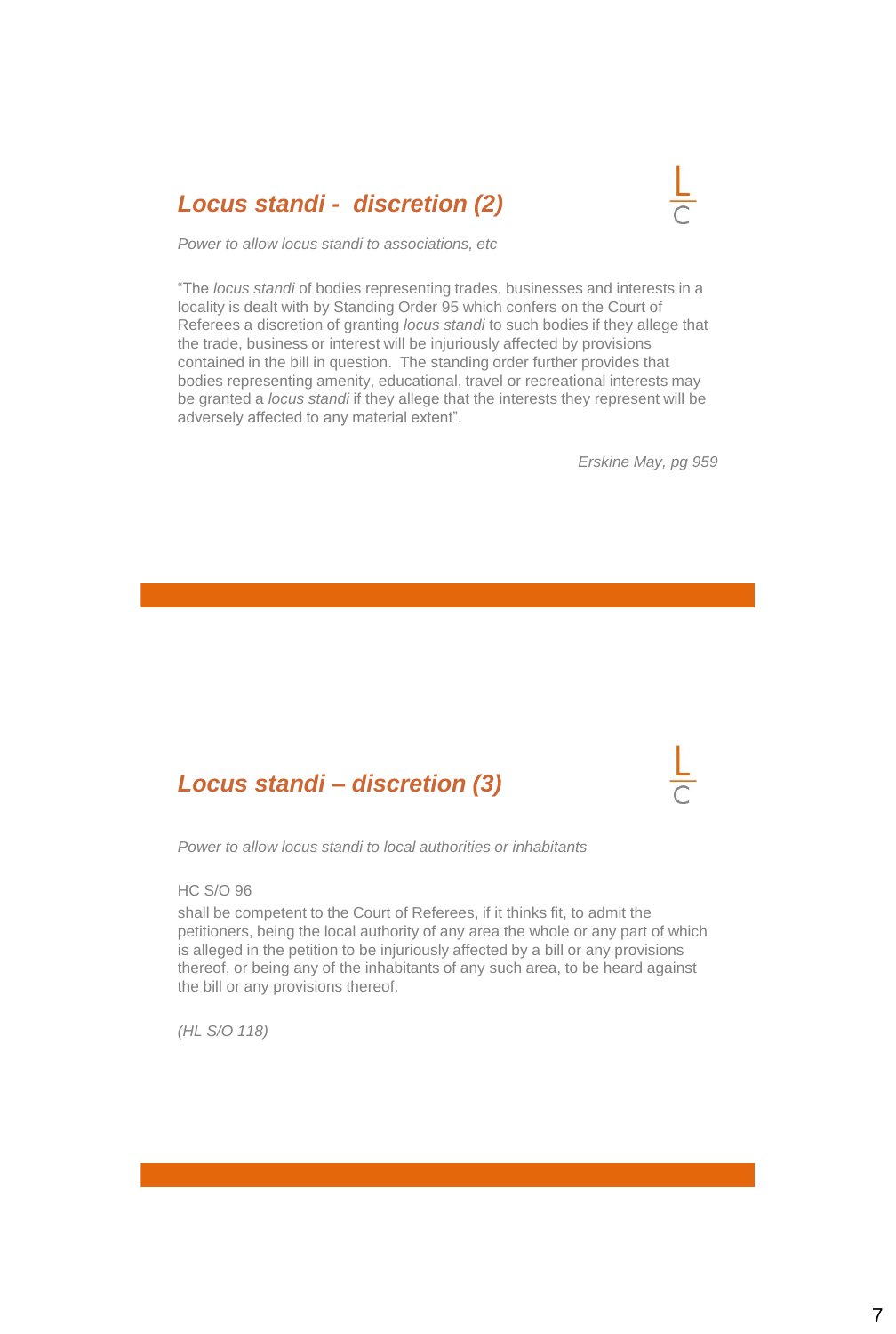## *Locus standi - discretion (2)*

*Power to allow locus standi to associations, etc*

"The *locus standi* of bodies representing trades, businesses and interests in a locality is dealt with by Standing Order 95 which confers on the Court of Referees a discretion of granting *locus standi* to such bodies if they allege that the trade, business or interest will be injuriously affected by provisions contained in the bill in question. The standing order further provides that bodies representing amenity, educational, travel or recreational interests may be granted a *locus standi* if they allege that the interests they represent will be adversely affected to any material extent".

*Erskine May, pg 959*

## *Locus standi – discretion (3)*

*Power to allow locus standi to local authorities or inhabitants*

HC S/O 96
shall be competent to the Court of Referees, if it thinks fit, to admit the petitioners, being the local authority of any area the whole or any part of which is alleged in the petition to be injuriously affected by a bill or any provisions thereof, or being any of the inhabitants of any such area, to be heard against the bill or any provisions thereof.

*(HL S/O 118)*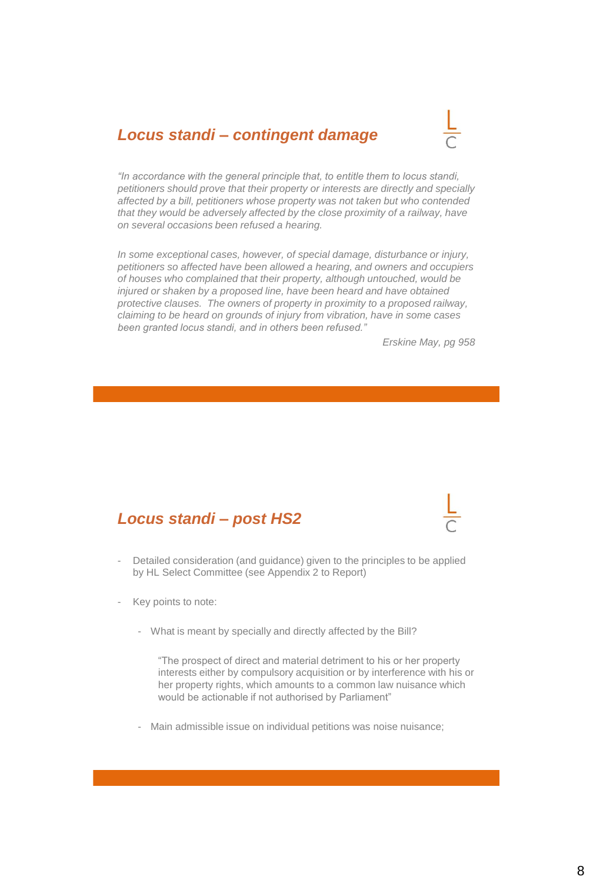## *Locus standi – contingent damage*

*"In accordance with the general principle that, to entitle them to locus standi, petitioners should prove that their property or interests are directly and specially affected by a bill, petitioners whose property was not taken but who contended that they would be adversely affected by the close proximity of a railway, have on several occasions been refused a hearing.*

*In some exceptional cases, however, of special damage, disturbance or injury, petitioners so affected have been allowed a hearing, and owners and occupiers of houses who complained that their property, although untouched, would be injured or shaken by a proposed line, have been heard and have obtained protective clauses. The owners of property in proximity to a proposed railway, claiming to be heard on grounds of injury from vibration, have in some cases been granted locus standi, and in others been refused."*

*Erskine May, pg 958*

## *Locus standi – post HS2*

- Detailed consideration (and guidance) given to the principles to be applied by HL Select Committee (see Appendix 2 to Report)
- Key points to note:
  - What is meant by specially and directly affected by the Bill?

    "The prospect of direct and material detriment to his or her property interests either by compulsory acquisition or by interference with his or her property rights, which amounts to a common law nuisance which would be actionable if not authorised by Parliament"

  - Main admissible issue on individual petitions was noise nuisance;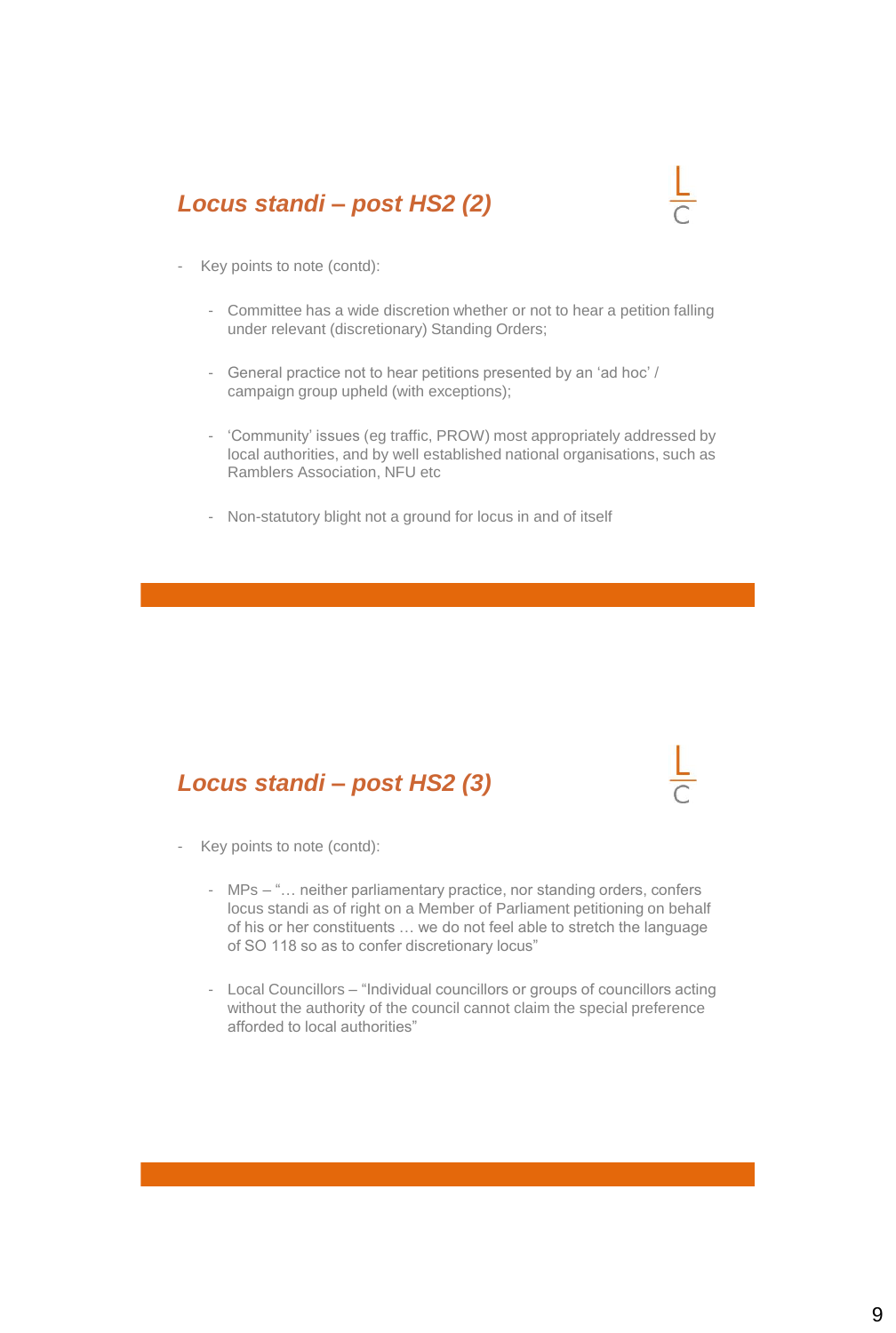## *Locus standi – post HS2 (2)*

- Key points to note (contd):
  - Committee has a wide discretion whether or not to hear a petition falling under relevant (discretionary) Standing Orders;
  - General practice not to hear petitions presented by an 'ad hoc' / campaign group upheld (with exceptions);
  - 'Community' issues (eg traffic, PROW) most appropriately addressed by local authorities, and by well established national organisations, such as Ramblers Association, NFU etc
  - Non-statutory blight not a ground for locus in and of itself

## *Locus standi – post HS2 (3)*

- Key points to note (contd):
  - MPs – "… neither parliamentary practice, nor standing orders, confers locus standi as of right on a Member of Parliament petitioning on behalf of his or her constituents … we do not feel able to stretch the language of SO 118 so as to confer discretionary locus"
  - Local Councillors – "Individual councillors or groups of councillors acting without the authority of the council cannot claim the special preference afforded to local authorities"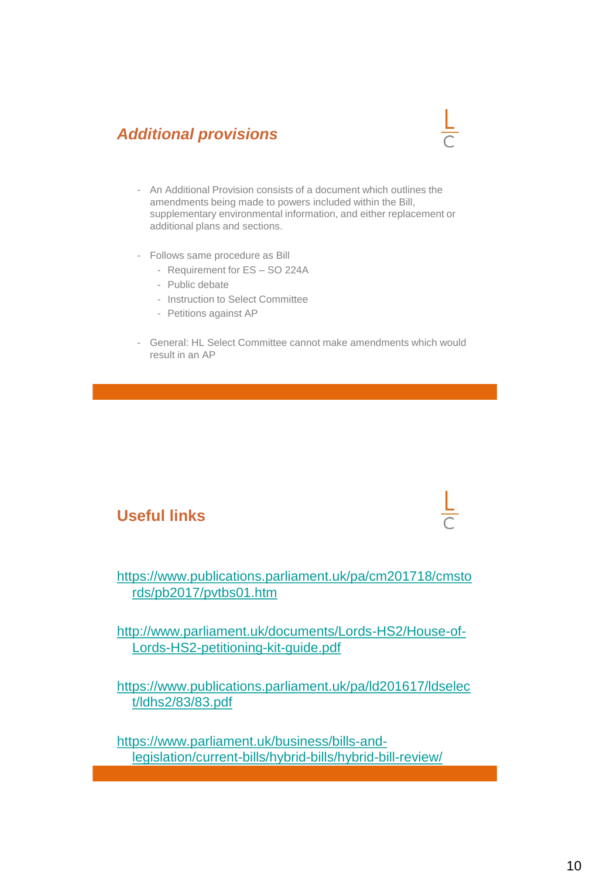## *Additional provisions*

- An Additional Provision consists of a document which outlines the amendments being made to powers included within the Bill, supplementary environmental information, and either replacement or additional plans and sections.

- Follows same procedure as Bill
  - Requirement for ES – SO 224A
  - Public debate
  - Instruction to Select Committee
  - Petitions against AP

- General: HL Select Committee cannot make amendments which would result in an AP

## Useful links

https://www.publications.parliament.uk/pa/cm201718/cmstords/pb2017/pvtbs01.htm

http://www.parliament.uk/documents/Lords-HS2/House-of-Lords-HS2-petitioning-kit-guide.pdf

https://www.publications.parliament.uk/pa/ld201617/ldselect/ldhs2/83/83.pdf

https://www.parliament.uk/business/bills-and-legislation/current-bills/hybrid-bills/hybrid-bill-review/